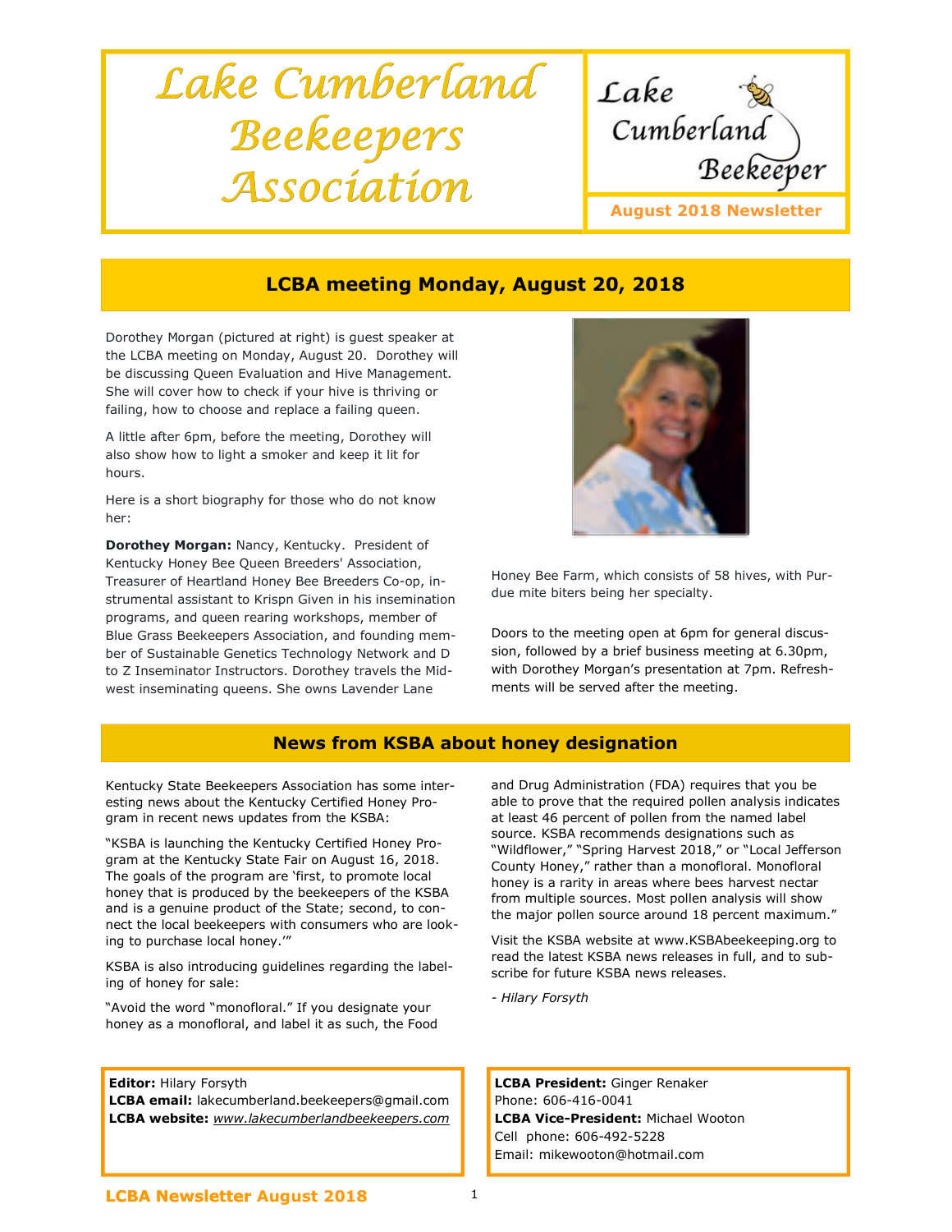# Lake Cumberland Beekeepers Association

Lake Cumberland Beekeeper

**August 2018 Newsletter**

## LCBA meeting Monday, August 20, 2018

Dorothey Morgan (pictured at right) is guest speaker at the LCBA meeting on Monday, August 20. Dorothey will be discussing Queen Evaluation and Hive Management. She will cover how to check if your hive is thriving or failing, how to choose and replace a failing queen.

A little after 6pm, before the meeting, Dorothey will also show how to light a smoker and keep it lit for hours.

Here is a short biography for those who do not know her:

**Dorothey Morgan:** Nancy, Kentucky. President of Kentucky Honey Bee Queen Breeders' Association, Treasurer of Heartland Honey Bee Breeders Co-op, instrumental assistant to Krispn Given in his insemination programs, and queen rearing workshops, member of Blue Grass Beekeepers Association, and founding member of Sustainable Genetics Technology Network and D to Z Inseminator Instructors. Dorothey travels the Midwest inseminating queens. She owns Lavender Lane Honey Bee Farm, which consists of 58 hives, with Purdue mite biters being her specialty.

Doors to the meeting open at 6pm for general discussion, followed by a brief business meeting at 6.30pm, with Dorothey Morgan's presentation at 7pm. Refreshments will be served after the meeting.

## News from KSBA about honey designation

Kentucky State Beekeepers Association has some interesting news about the Kentucky Certified Honey Program in recent news updates from the KSBA:

"KSBA is launching the Kentucky Certified Honey Program at the Kentucky State Fair on August 16, 2018. The goals of the program are 'first, to promote local honey that is produced by the beekeepers of the KSBA and is a genuine product of the State; second, to connect the local beekeepers with consumers who are looking to purchase local honey.'"

KSBA is also introducing guidelines regarding the labeling of honey for sale:

"Avoid the word "monofloral." If you designate your honey as a monofloral, and label it as such, the Food and Drug Administration (FDA) requires that you be able to prove that the required pollen analysis indicates at least 46 percent of pollen from the named label source. KSBA recommends designations such as "Wildflower," "Spring Harvest 2018," or "Local Jefferson County Honey," rather than a monofloral. Monofloral honey is a rarity in areas where bees harvest nectar from multiple sources. Most pollen analysis will show the major pollen source around 18 percent maximum."

Visit the KSBA website at www.KSBAbeekeeping.org to read the latest KSBA news releases in full, and to subscribe for future KSBA news releases.

*- Hilary Forsyth*

**Editor:** Hilary Forsyth
**LCBA email:** lakecumberland.beekeepers@gmail.com
**LCBA website:** *www.lakecumberlandbeekeepers.com*

**LCBA President:** Ginger Renaker
Phone: 606-416-0041
**LCBA Vice-President:** Michael Wooton
Cell phone: 606-492-5228
Email: mikewooton@hotmail.com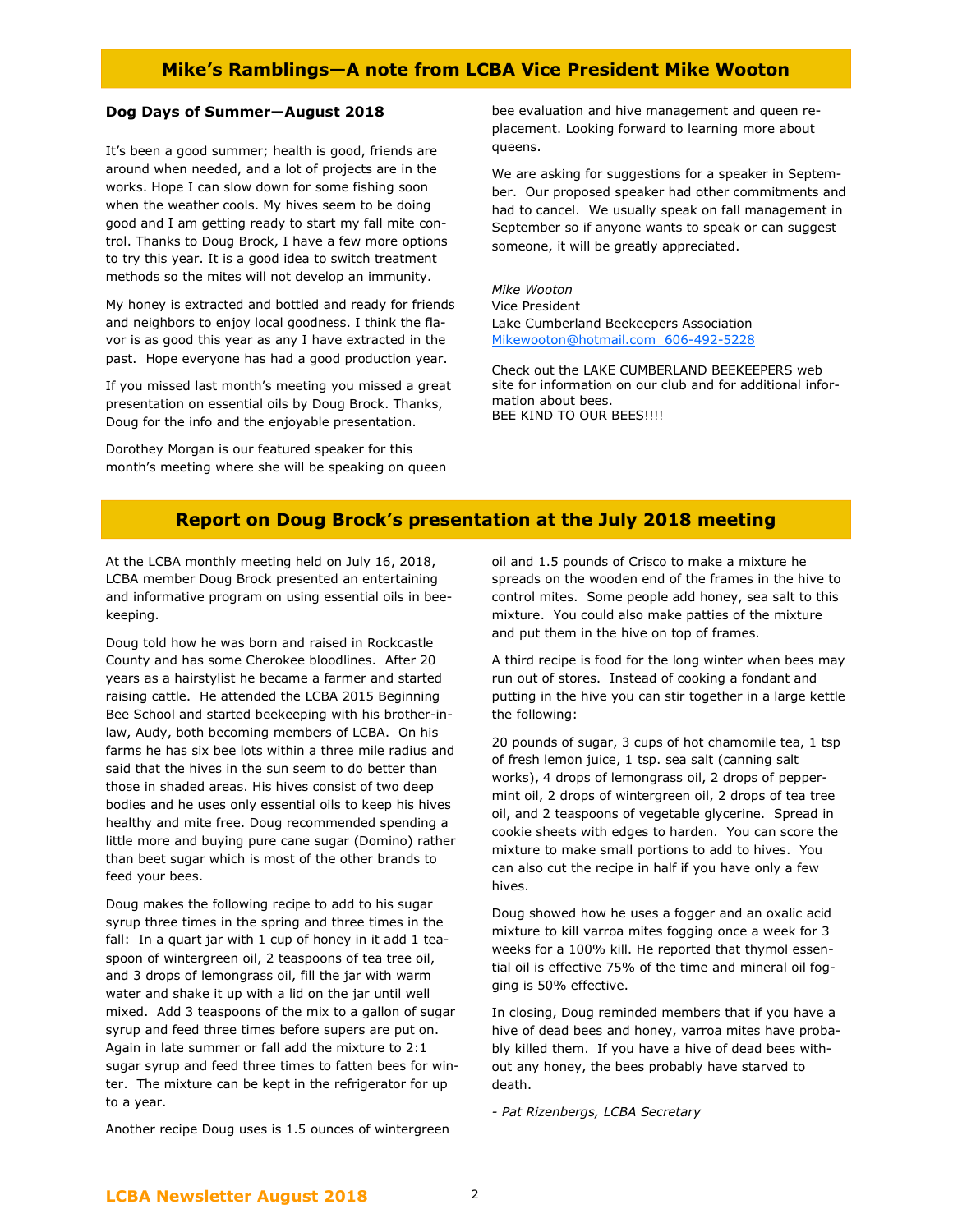## Mike's Ramblings—A note from LCBA Vice President Mike Wooton

### Dog Days of Summer—August 2018

It's been a good summer; health is good, friends are around when needed, and a lot of projects are in the works. Hope I can slow down for some fishing soon when the weather cools. My hives seem to be doing good and I am getting ready to start my fall mite control. Thanks to Doug Brock, I have a few more options to try this year. It is a good idea to switch treatment methods so the mites will not develop an immunity.

My honey is extracted and bottled and ready for friends and neighbors to enjoy local goodness. I think the flavor is as good this year as any I have extracted in the past. Hope everyone has had a good production year.

If you missed last month's meeting you missed a great presentation on essential oils by Doug Brock. Thanks, Doug for the info and the enjoyable presentation.

Dorothey Morgan is our featured speaker for this month's meeting where she will be speaking on queen bee evaluation and hive management and queen replacement. Looking forward to learning more about queens.

We are asking for suggestions for a speaker in September. Our proposed speaker had other commitments and had to cancel. We usually speak on fall management in September so if anyone wants to speak or can suggest someone, it will be greatly appreciated.

*Mike Wooton*
Vice President
Lake Cumberland Beekeepers Association
Mikewooton@hotmail.com 606-492-5228

Check out the LAKE CUMBERLAND BEEKEEPERS web site for information on our club and for additional information about bees.
BEE KIND TO OUR BEES!!!!

## Report on Doug Brock's presentation at the July 2018 meeting

At the LCBA monthly meeting held on July 16, 2018, LCBA member Doug Brock presented an entertaining and informative program on using essential oils in beekeeping.

Doug told how he was born and raised in Rockcastle County and has some Cherokee bloodlines. After 20 years as a hairstylist he became a farmer and started raising cattle. He attended the LCBA 2015 Beginning Bee School and started beekeeping with his brother-in-law, Audy, both becoming members of LCBA. On his farms he has six bee lots within a three mile radius and said that the hives in the sun seem to do better than those in shaded areas. His hives consist of two deep bodies and he uses only essential oils to keep his hives healthy and mite free. Doug recommended spending a little more and buying pure cane sugar (Domino) rather than beet sugar which is most of the other brands to feed your bees.

Doug makes the following recipe to add to his sugar syrup three times in the spring and three times in the fall: In a quart jar with 1 cup of honey in it add 1 teaspoon of wintergreen oil, 2 teaspoons of tea tree oil, and 3 drops of lemongrass oil, fill the jar with warm water and shake it up with a lid on the jar until well mixed. Add 3 teaspoons of the mix to a gallon of sugar syrup and feed three times before supers are put on. Again in late summer or fall add the mixture to 2:1 sugar syrup and feed three times to fatten bees for winter. The mixture can be kept in the refrigerator for up to a year.

Another recipe Doug uses is 1.5 ounces of wintergreen oil and 1.5 pounds of Crisco to make a mixture he spreads on the wooden end of the frames in the hive to control mites. Some people add honey, sea salt to this mixture. You could also make patties of the mixture and put them in the hive on top of frames.

A third recipe is food for the long winter when bees may run out of stores. Instead of cooking a fondant and putting in the hive you can stir together in a large kettle the following:

20 pounds of sugar, 3 cups of hot chamomile tea, 1 tsp of fresh lemon juice, 1 tsp. sea salt (canning salt works), 4 drops of lemongrass oil, 2 drops of peppermint oil, 2 drops of wintergreen oil, 2 drops of tea tree oil, and 2 teaspoons of vegetable glycerine. Spread in cookie sheets with edges to harden. You can score the mixture to make small portions to add to hives. You can also cut the recipe in half if you have only a few hives.

Doug showed how he uses a fogger and an oxalic acid mixture to kill varroa mites fogging once a week for 3 weeks for a 100% kill. He reported that thymol essential oil is effective 75% of the time and mineral oil fogging is 50% effective.

In closing, Doug reminded members that if you have a hive of dead bees and honey, varroa mites have probably killed them. If you have a hive of dead bees without any honey, the bees probably have starved to death.

*- Pat Rizenbergs, LCBA Secretary*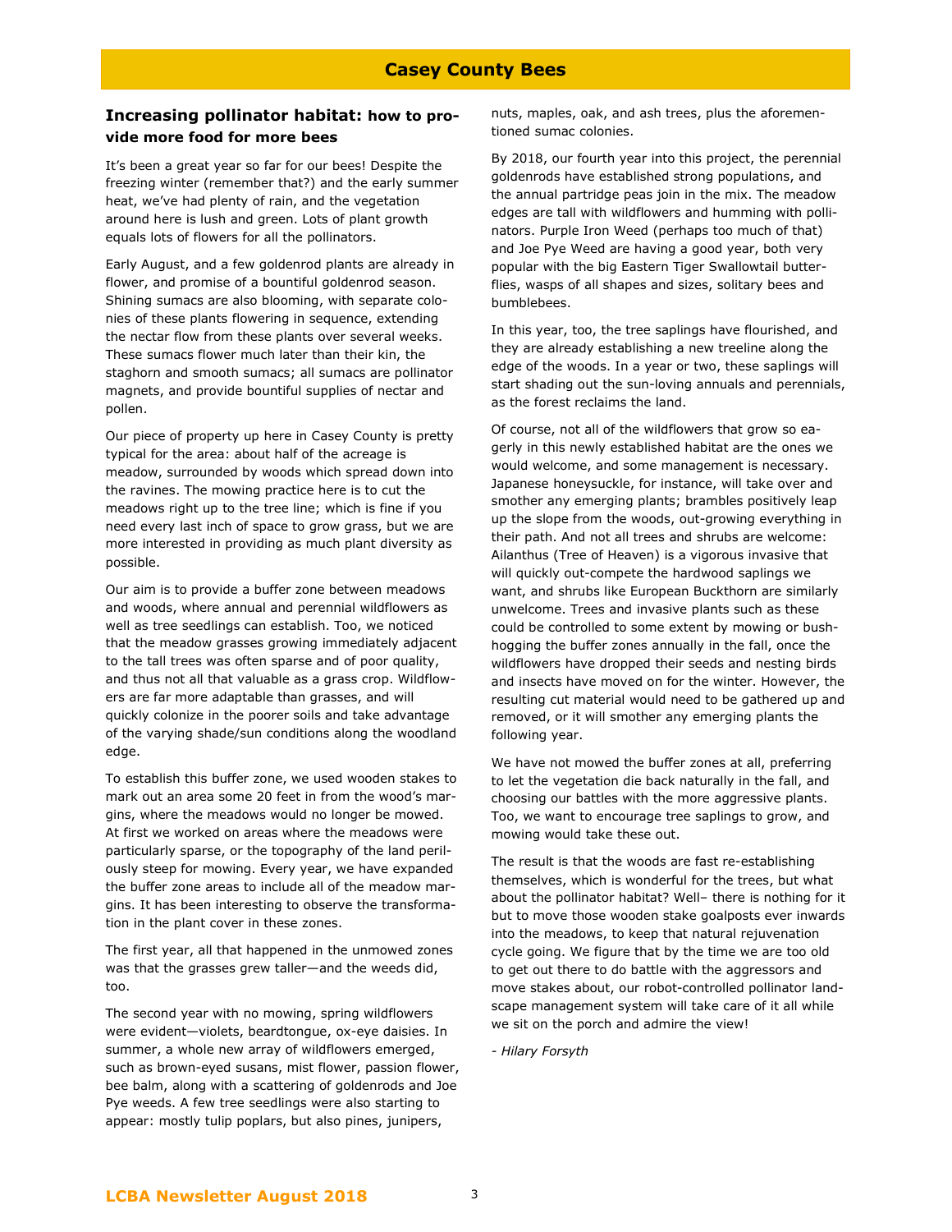## Casey County Bees

### Increasing pollinator habitat: how to provide more food for more bees

It's been a great year so far for our bees! Despite the freezing winter (remember that?) and the early summer heat, we've had plenty of rain, and the vegetation around here is lush and green. Lots of plant growth equals lots of flowers for all the pollinators.

Early August, and a few goldenrod plants are already in flower, and promise of a bountiful goldenrod season. Shining sumacs are also blooming, with separate colonies of these plants flowering in sequence, extending the nectar flow from these plants over several weeks. These sumacs flower much later than their kin, the staghorn and smooth sumacs; all sumacs are pollinator magnets, and provide bountiful supplies of nectar and pollen.

Our piece of property up here in Casey County is pretty typical for the area: about half of the acreage is meadow, surrounded by woods which spread down into the ravines. The mowing practice here is to cut the meadows right up to the tree line; which is fine if you need every last inch of space to grow grass, but we are more interested in providing as much plant diversity as possible.

Our aim is to provide a buffer zone between meadows and woods, where annual and perennial wildflowers as well as tree seedlings can establish. Too, we noticed that the meadow grasses growing immediately adjacent to the tall trees was often sparse and of poor quality, and thus not all that valuable as a grass crop. Wildflowers are far more adaptable than grasses, and will quickly colonize in the poorer soils and take advantage of the varying shade/sun conditions along the woodland edge.

To establish this buffer zone, we used wooden stakes to mark out an area some 20 feet in from the wood's margins, where the meadows would no longer be mowed. At first we worked on areas where the meadows were particularly sparse, or the topography of the land perilously steep for mowing. Every year, we have expanded the buffer zone areas to include all of the meadow margins. It has been interesting to observe the transformation in the plant cover in these zones.

The first year, all that happened in the unmowed zones was that the grasses grew taller—and the weeds did, too.

The second year with no mowing, spring wildflowers were evident—violets, beardtongue, ox-eye daisies. In summer, a whole new array of wildflowers emerged, such as brown-eyed susans, mist flower, passion flower, bee balm, along with a scattering of goldenrods and Joe Pye weeds. A few tree seedlings were also starting to appear: mostly tulip poplars, but also pines, junipers, nuts, maples, oak, and ash trees, plus the aforementioned sumac colonies.

By 2018, our fourth year into this project, the perennial goldenrods have established strong populations, and the annual partridge peas join in the mix. The meadow edges are tall with wildflowers and humming with pollinators. Purple Iron Weed (perhaps too much of that) and Joe Pye Weed are having a good year, both very popular with the big Eastern Tiger Swallowtail butterflies, wasps of all shapes and sizes, solitary bees and bumblebees.

In this year, too, the tree saplings have flourished, and they are already establishing a new treeline along the edge of the woods. In a year or two, these saplings will start shading out the sun-loving annuals and perennials, as the forest reclaims the land.

Of course, not all of the wildflowers that grow so eagerly in this newly established habitat are the ones we would welcome, and some management is necessary. Japanese honeysuckle, for instance, will take over and smother any emerging plants; brambles positively leap up the slope from the woods, out-growing everything in their path. And not all trees and shrubs are welcome: Ailanthus (Tree of Heaven) is a vigorous invasive that will quickly out-compete the hardwood saplings we want, and shrubs like European Buckthorn are similarly unwelcome. Trees and invasive plants such as these could be controlled to some extent by mowing or bush-hogging the buffer zones annually in the fall, once the wildflowers have dropped their seeds and nesting birds and insects have moved on for the winter. However, the resulting cut material would need to be gathered up and removed, or it will smother any emerging plants the following year.

We have not mowed the buffer zones at all, preferring to let the vegetation die back naturally in the fall, and choosing our battles with the more aggressive plants. Too, we want to encourage tree saplings to grow, and mowing would take these out.

The result is that the woods are fast re-establishing themselves, which is wonderful for the trees, but what about the pollinator habitat? Well– there is nothing for it but to move those wooden stake goalposts ever inwards into the meadows, to keep that natural rejuvenation cycle going. We figure that by the time we are too old to get out there to do battle with the aggressors and move stakes about, our robot-controlled pollinator landscape management system will take care of it all while we sit on the porch and admire the view!

*- Hilary Forsyth*